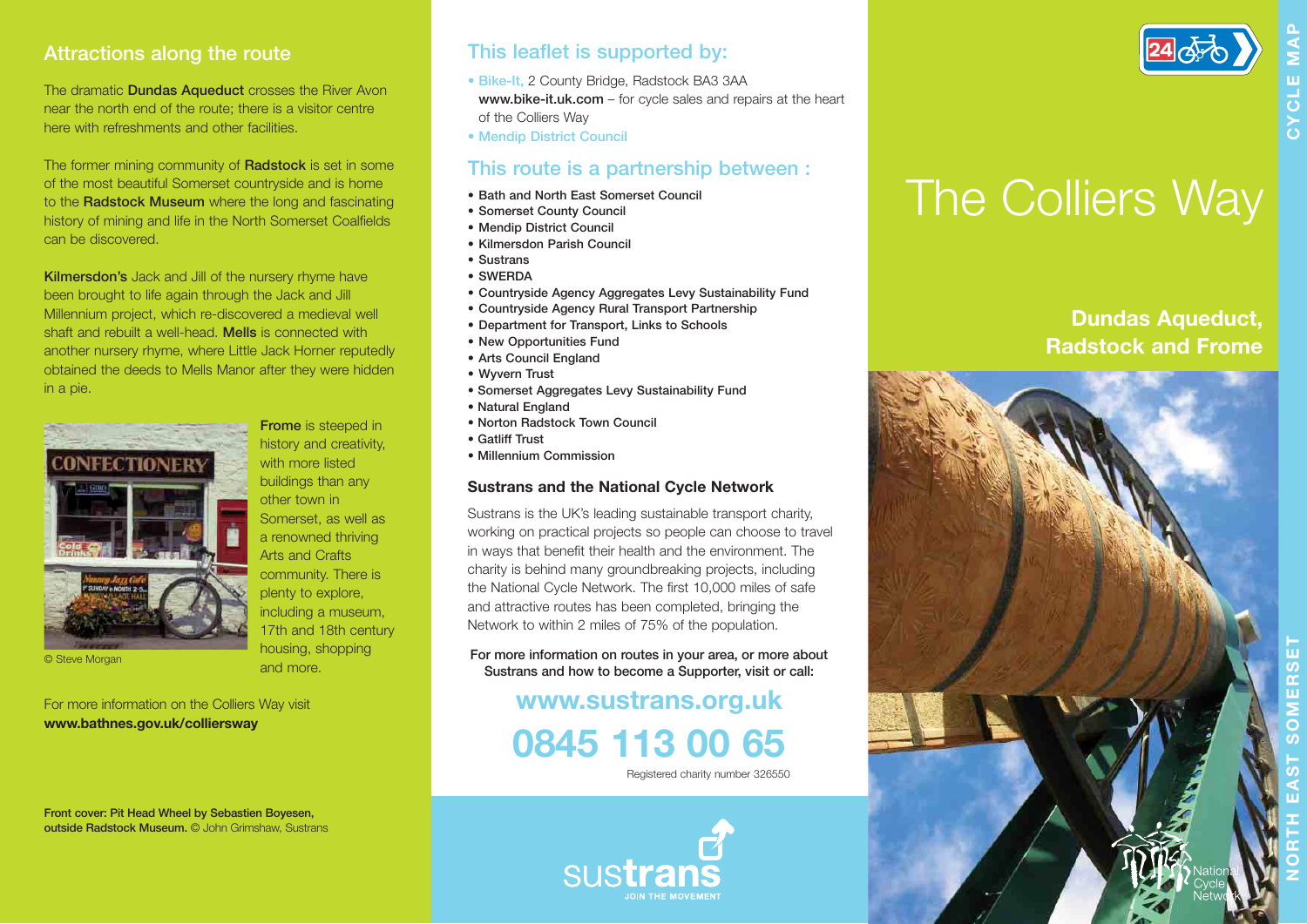## Attractions along the route

The dramatic **Dundas Aqueduct** crosses the River Avon near the north end of the route; there is a visitor centre here with refreshments and other facilities.

The former mining community of **Radstock** is set in some of the most beautiful Somerset countryside and is home to the **Radstock Museum** where the long and fascinating history of mining and life in the North Somerset Coalfields can be discovered.

**Kilmersdon's** Jack and Jill of the nursery rhyme have been brought to life again through the Jack and Jill Millennium project, which re-discovered a medieval well shaft and rebuilt a well-head. **Mells** is connected with another nursery rhyme, where Little Jack Horner reputedly obtained the deeds to Mells Manor after they were hidden in a pie.

**Frome** is steeped in history and creativity, with more listed buildings than any other town in Somerset, as well as a renowned thriving Arts and Crafts community. There is plenty to explore, including a museum, 17th and 18th century housing, shopping and more.

© Steve Morgan

For more information on the Colliers Way visit **www.bathnes.gov.uk/colliersway**

**Front cover: Pit Head Wheel by Sebastien Boyesen, outside Radstock Museum.** © John Grimshaw, Sustrans

## This leaflet is supported by:

- Bike-It, 2 County Bridge, Radstock BA3 3AA **www.bike-it.uk.com** – for cycle sales and repairs at the heart of the Colliers Way
- Mendip District Council

## This route is a partnership between :

- Bath and North East Somerset Council
- Somerset County Council
- Mendip District Council
- Kilmersdon Parish Council
- Sustrans
- SWERDA
- Countryside Agency Aggregates Levy Sustainability Fund
- Countryside Agency Rural Transport Partnership
- Department for Transport, Links to Schools
- New Opportunities Fund
- Arts Council England
- Wyvern Trust
- Somerset Aggregates Levy Sustainability Fund
- Natural England
- Norton Radstock Town Council
- Gatliff Trust
- Millennium Commission

### Sustrans and the National Cycle Network

Sustrans is the UK's leading sustainable transport charity, working on practical projects so people can choose to travel in ways that benefit their health and the environment. The charity is behind many groundbreaking projects, including the National Cycle Network. The first 10,000 miles of safe and attractive routes has been completed, bringing the Network to within 2 miles of 75% of the population.

**For more information on routes in your area, or more about Sustrans and how to become a Supporter, visit or call:**

**www.sustrans.org.uk**

**0845 113 00 65**

Registered charity number 326550

sustrans JOIN THE MOVEMENT

24

CYCLE MAP

# The Colliers Way

## Dundas Aqueduct, Radstock and Frome

NORTH EAST SOMERSET

National Cycle Network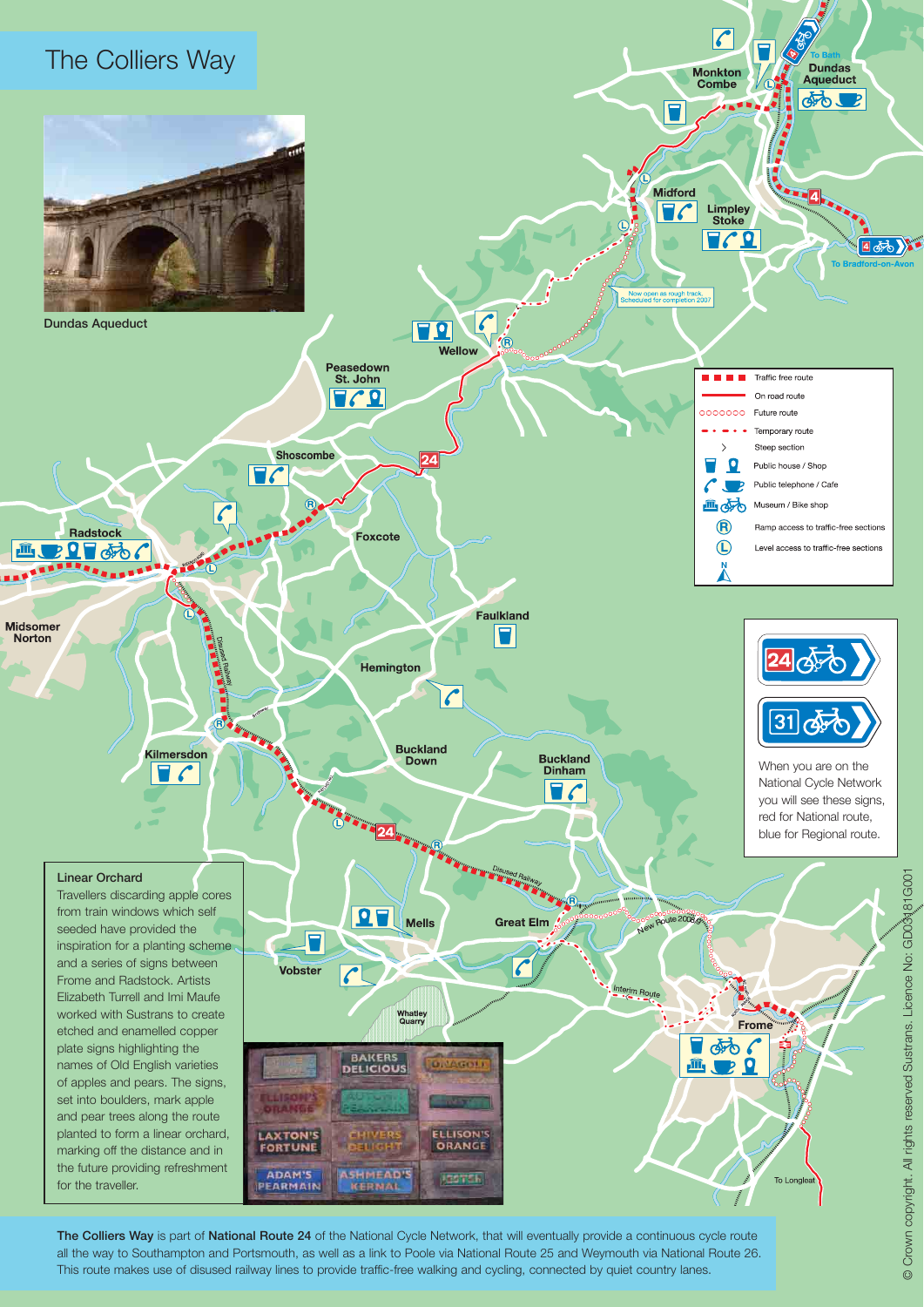# The Colliers Way

Dundas Aqueduct

To Bath

Dundas Aqueduct

Monkton Combe

Midford

Limpley Stoke

To Bradford-on-Avon

Now open as rough track. Scheduled for completion 2007

Wellow

Peasedown St. John

Shoscombe

Radstock

Foxcote

Midsomer Norton

Faulkland

Hemington

Kilmersdon

Buckland Down

Buckland Dinham

Mells

Great Elm

Vobster

Whatley Quarry

New Route 2008

Interim Route

Frome

To Longleat

Traffic free route

On road route

Future route

Temporary route

Steep section

Public house / Shop

Public telephone / Cafe

Museum / Bike shop

Ramp access to traffic-free sections

Level access to traffic-free sections

When you are on the National Cycle Network you will see these signs, red for National route, blue for Regional route.

## Linear Orchard

Travellers discarding apple cores from train windows which self seeded have provided the inspiration for a planting scheme and a series of signs between Frome and Radstock. Artists Elizabeth Turrell and Imi Maufe worked with Sustrans to create etched and enamelled copper plate signs highlighting the names of Old English varieties of apples and pears. The signs, set into boulders, mark apple and pear trees along the route planted to form a linear orchard, marking off the distance and in the future providing refreshment for the traveller.

**The Colliers Way** is part of **National Route 24** of the National Cycle Network, that will eventually provide a continuous cycle route all the way to Southampton and Portsmouth, as well as a link to Poole via National Route 25 and Weymouth via National Route 26. This route makes use of disused railway lines to provide traffic-free walking and cycling, connected by quiet country lanes.

© Crown copyright. All rights reserved Sustrans. Licence No: GD03181G001